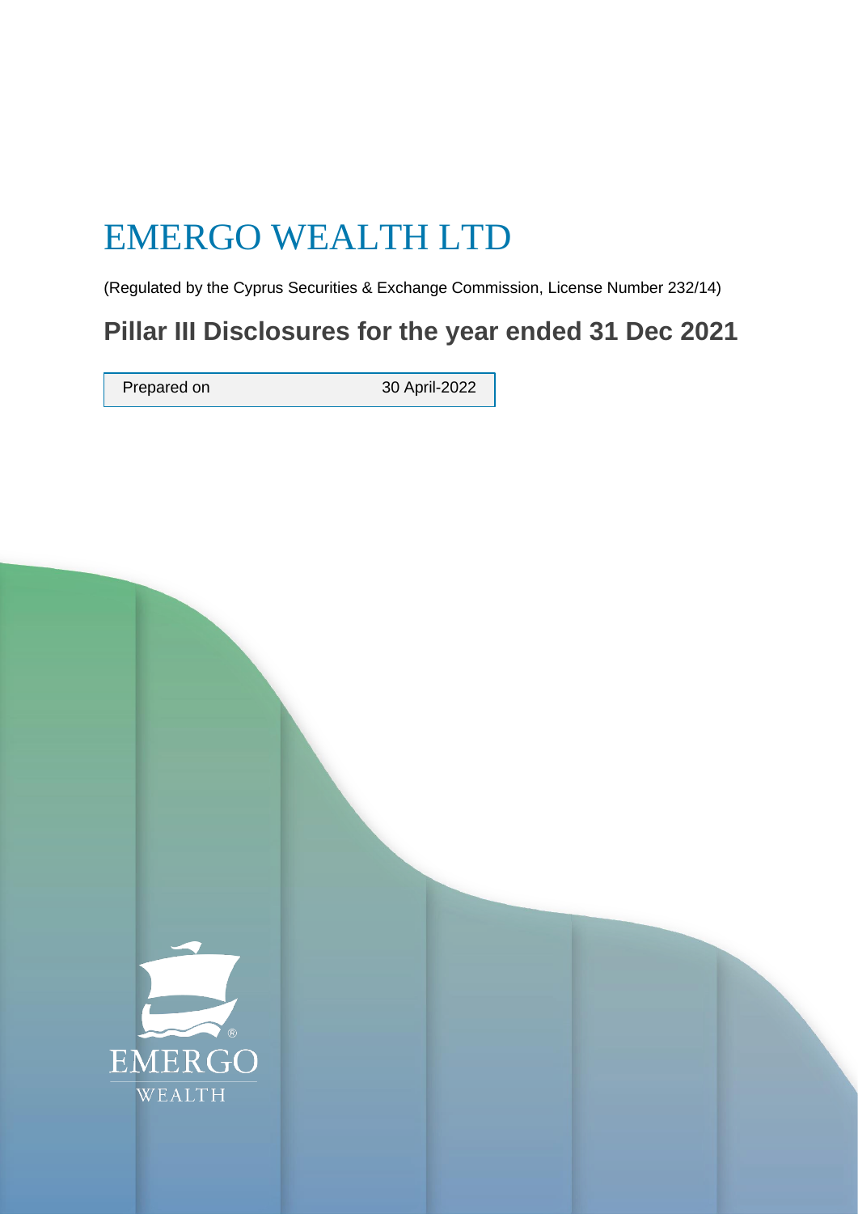# EMERGO WEALTH LTD

(Regulated by the Cyprus Securities & Exchange Commission, License Number 232/14)

## Pillar III Disclosures for the year ended 31 Dec 2021

| Prepared on | 30 April-2022 |
|---|---|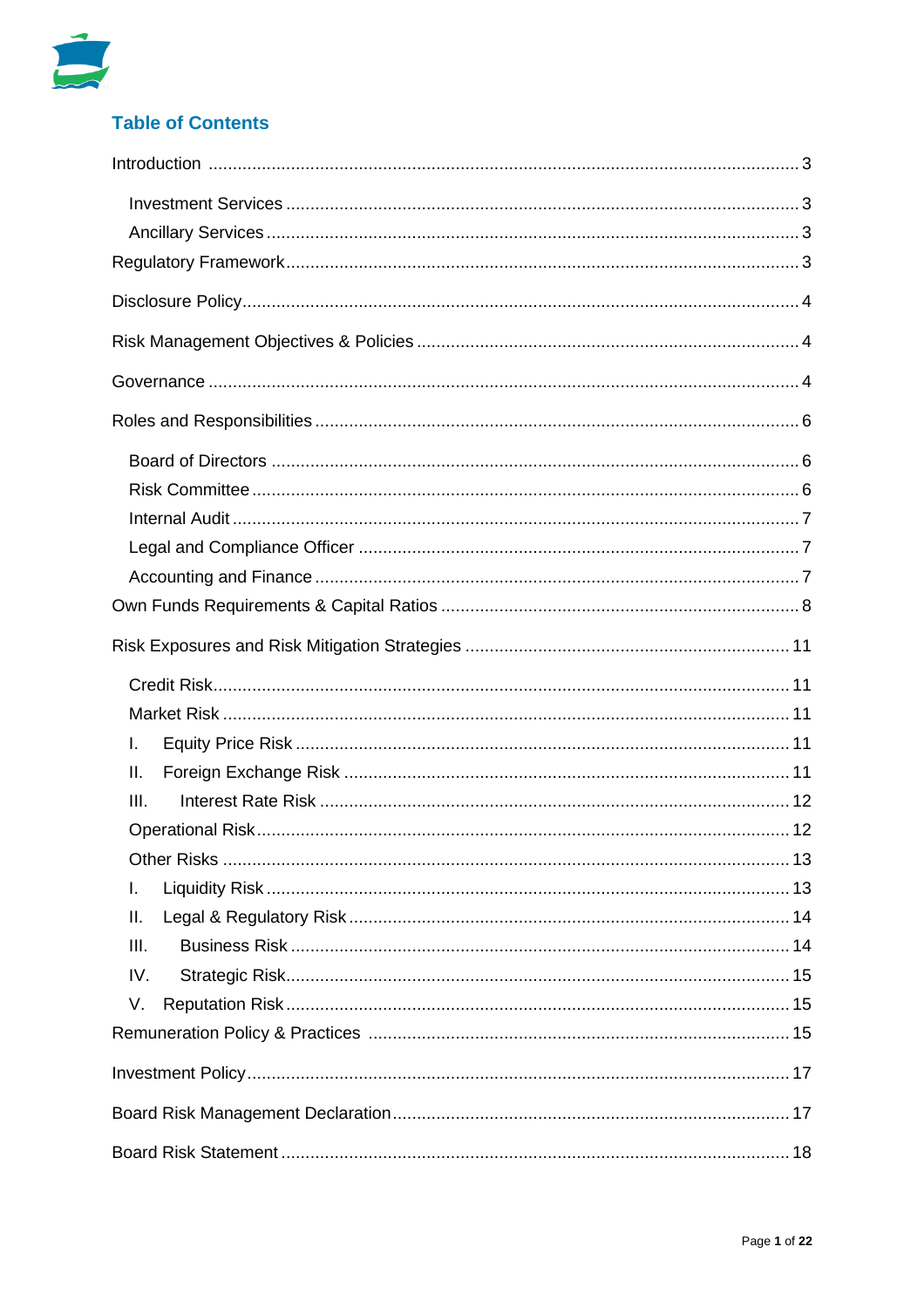## Table of Contents

- Introduction ... 3
  - Investment Services ... 3
  - Ancillary Services ... 3
- Regulatory Framework ... 3
- Disclosure Policy ... 4
- Risk Management Objectives & Policies ... 4
- Governance ... 4
- Roles and Responsibilities ... 6
  - Board of Directors ... 6
  - Risk Committee ... 6
  - Internal Audit ... 7
  - Legal and Compliance Officer ... 7
  - Accounting and Finance ... 7
- Own Funds Requirements & Capital Ratios ... 8
- Risk Exposures and Risk Mitigation Strategies ... 11
  - Credit Risk ... 11
  - Market Risk ... 11
    - I. Equity Price Risk ... 11
    - II. Foreign Exchange Risk ... 11
    - III. Interest Rate Risk ... 12
  - Operational Risk ... 12
  - Other Risks ... 13
    - I. Liquidity Risk ... 13
    - II. Legal & Regulatory Risk ... 14
    - III. Business Risk ... 14
    - IV. Strategic Risk ... 15
    - V. Reputation Risk ... 15
- Remuneration Policy & Practices ... 15
- Investment Policy ... 17
- Board Risk Management Declaration ... 17
- Board Risk Statement ... 18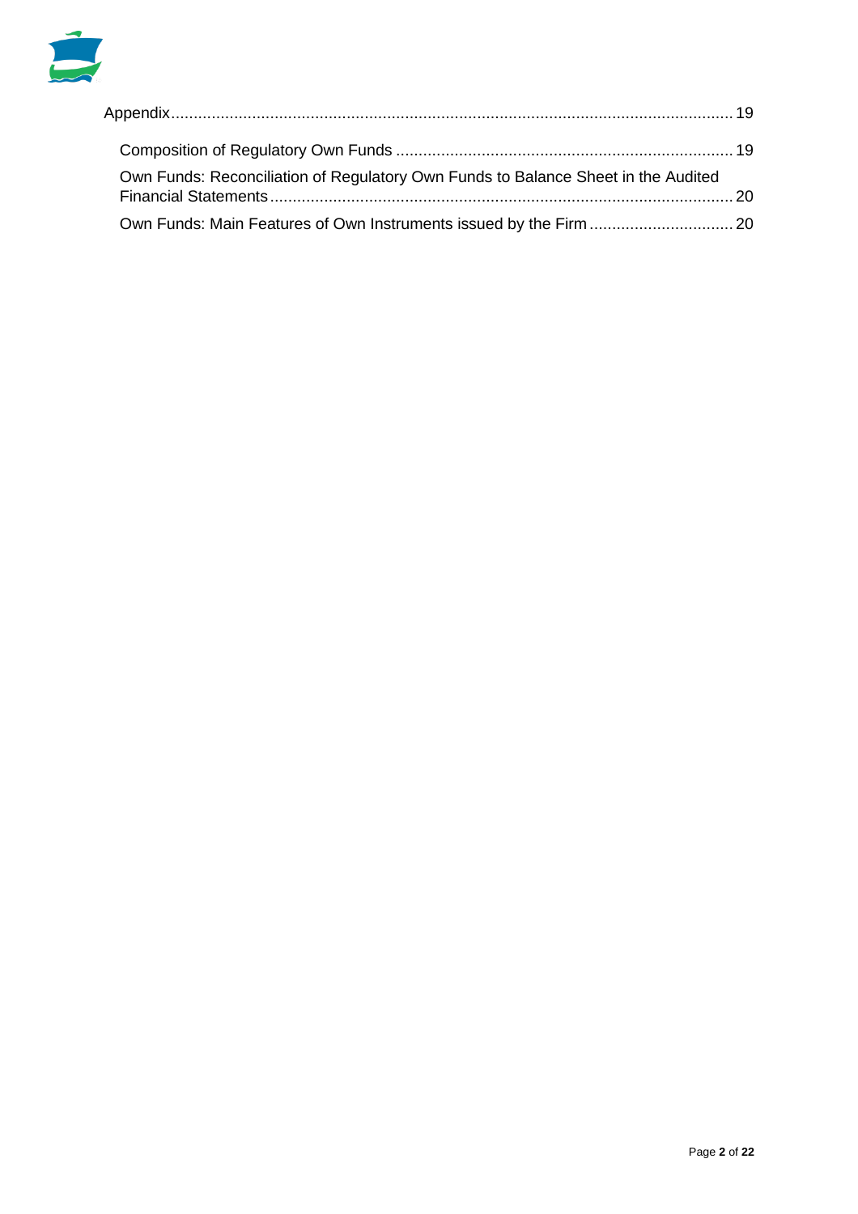Appendix ........................................................................................................................ 19

- Composition of Regulatory Own Funds ........................................................................... 19
- Own Funds: Reconciliation of Regulatory Own Funds to Balance Sheet in the Audited Financial Statements ....................................................................................................... 20
- Own Funds: Main Features of Own Instruments issued by the Firm ................................ 20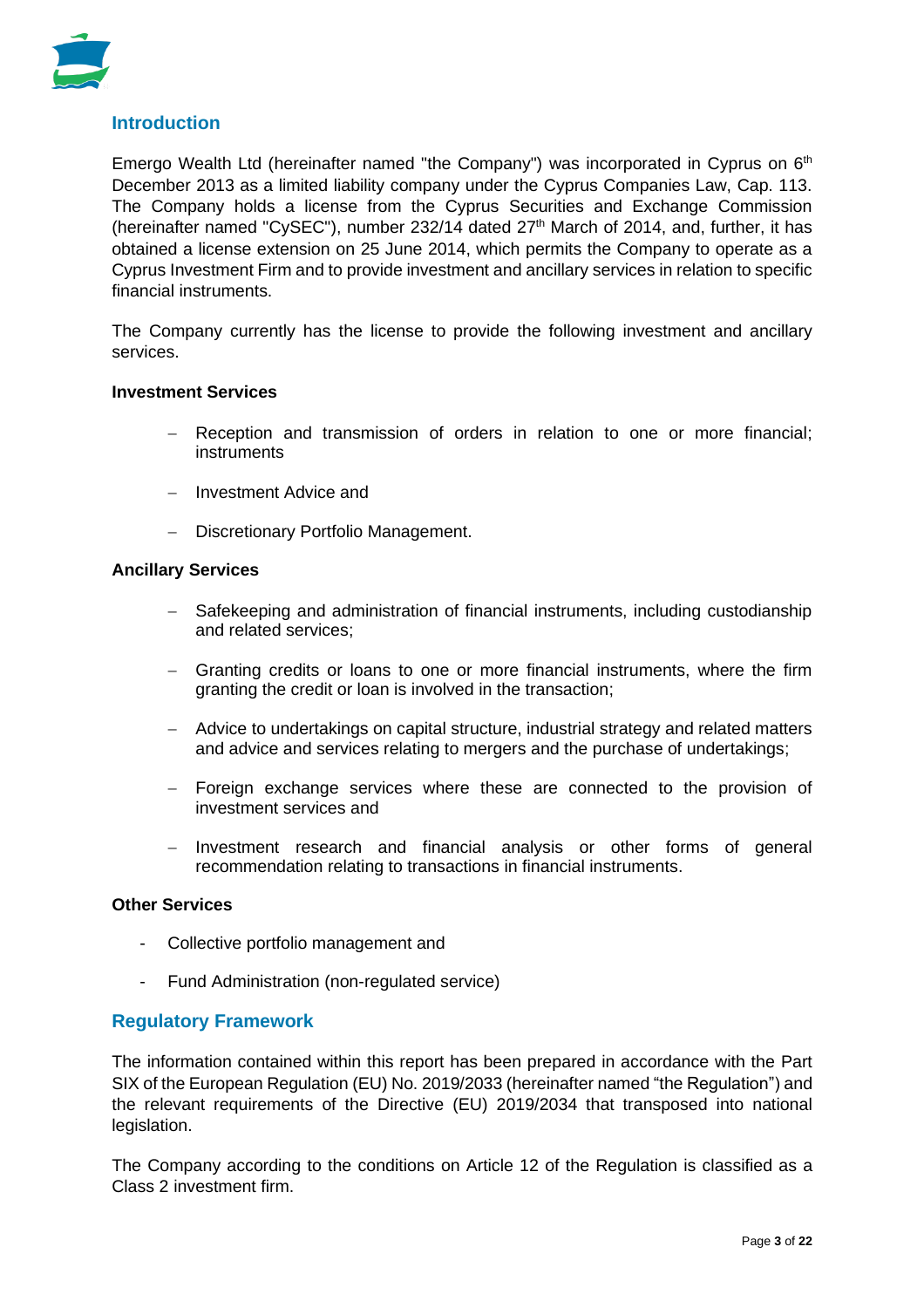## Introduction

Emergo Wealth Ltd (hereinafter named "the Company") was incorporated in Cyprus on 6th December 2013 as a limited liability company under the Cyprus Companies Law, Cap. 113. The Company holds a license from the Cyprus Securities and Exchange Commission (hereinafter named "CySEC"), number 232/14 dated 27th March of 2014, and, further, it has obtained a license extension on 25 June 2014, which permits the Company to operate as a Cyprus Investment Firm and to provide investment and ancillary services in relation to specific financial instruments.

The Company currently has the license to provide the following investment and ancillary services.

**Investment Services**

- Reception and transmission of orders in relation to one or more financial; instruments
- Investment Advice and
- Discretionary Portfolio Management.

**Ancillary Services**

- Safekeeping and administration of financial instruments, including custodianship and related services;
- Granting credits or loans to one or more financial instruments, where the firm granting the credit or loan is involved in the transaction;
- Advice to undertakings on capital structure, industrial strategy and related matters and advice and services relating to mergers and the purchase of undertakings;
- Foreign exchange services where these are connected to the provision of investment services and
- Investment research and financial analysis or other forms of general recommendation relating to transactions in financial instruments.

**Other Services**

- Collective portfolio management and
- Fund Administration (non-regulated service)

## Regulatory Framework

The information contained within this report has been prepared in accordance with the Part SIX of the European Regulation (EU) No. 2019/2033 (hereinafter named "the Regulation") and the relevant requirements of the Directive (EU) 2019/2034 that transposed into national legislation.

The Company according to the conditions on Article 12 of the Regulation is classified as a Class 2 investment firm.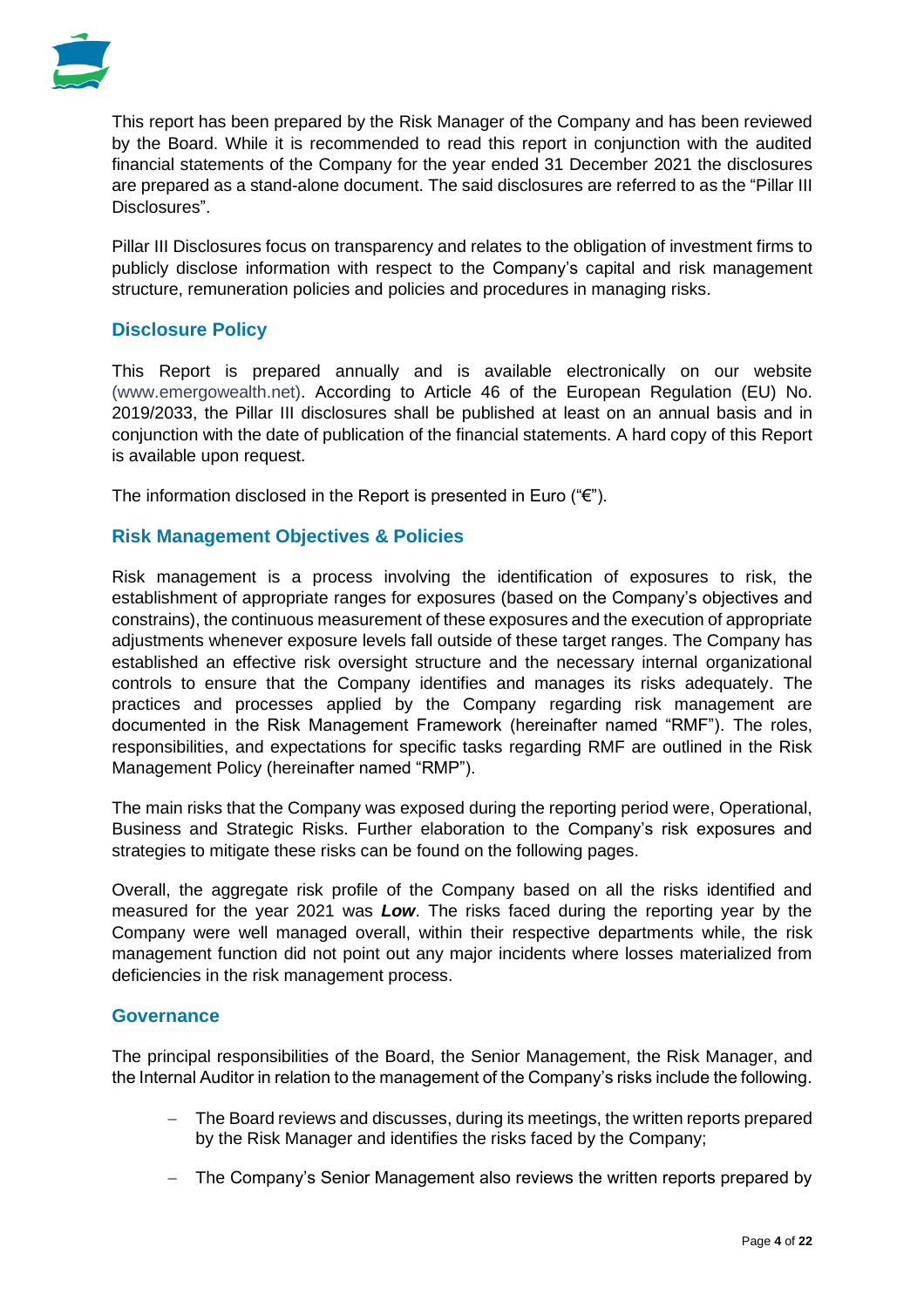This report has been prepared by the Risk Manager of the Company and has been reviewed by the Board. While it is recommended to read this report in conjunction with the audited financial statements of the Company for the year ended 31 December 2021 the disclosures are prepared as a stand-alone document. The said disclosures are referred to as the "Pillar III Disclosures".

Pillar III Disclosures focus on transparency and relates to the obligation of investment firms to publicly disclose information with respect to the Company's capital and risk management structure, remuneration policies and policies and procedures in managing risks.

## Disclosure Policy

This Report is prepared annually and is available electronically on our website (www.emergowealth.net). According to Article 46 of the European Regulation (EU) No. 2019/2033, the Pillar III disclosures shall be published at least on an annual basis and in conjunction with the date of publication of the financial statements. A hard copy of this Report is available upon request.

The information disclosed in the Report is presented in Euro ("€").

## Risk Management Objectives & Policies

Risk management is a process involving the identification of exposures to risk, the establishment of appropriate ranges for exposures (based on the Company's objectives and constrains), the continuous measurement of these exposures and the execution of appropriate adjustments whenever exposure levels fall outside of these target ranges. The Company has established an effective risk oversight structure and the necessary internal organizational controls to ensure that the Company identifies and manages its risks adequately. The practices and processes applied by the Company regarding risk management are documented in the Risk Management Framework (hereinafter named "RMF"). The roles, responsibilities, and expectations for specific tasks regarding RMF are outlined in the Risk Management Policy (hereinafter named "RMP").

The main risks that the Company was exposed during the reporting period were, Operational, Business and Strategic Risks. Further elaboration to the Company's risk exposures and strategies to mitigate these risks can be found on the following pages.

Overall, the aggregate risk profile of the Company based on all the risks identified and measured for the year 2021 was ***Low***. The risks faced during the reporting year by the Company were well managed overall, within their respective departments while, the risk management function did not point out any major incidents where losses materialized from deficiencies in the risk management process.

## Governance

The principal responsibilities of the Board, the Senior Management, the Risk Manager, and the Internal Auditor in relation to the management of the Company's risks include the following.

- The Board reviews and discusses, during its meetings, the written reports prepared by the Risk Manager and identifies the risks faced by the Company;
- The Company's Senior Management also reviews the written reports prepared by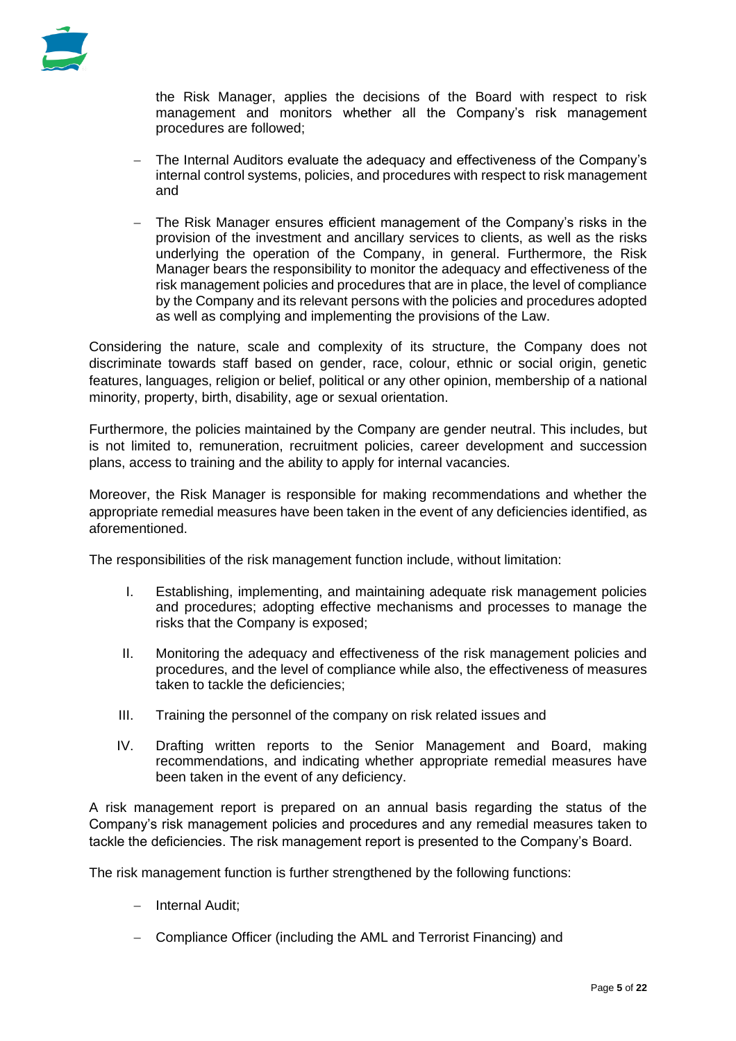the Risk Manager, applies the decisions of the Board with respect to risk management and monitors whether all the Company's risk management procedures are followed;

- The Internal Auditors evaluate the adequacy and effectiveness of the Company's internal control systems, policies, and procedures with respect to risk management and
- The Risk Manager ensures efficient management of the Company's risks in the provision of the investment and ancillary services to clients, as well as the risks underlying the operation of the Company, in general. Furthermore, the Risk Manager bears the responsibility to monitor the adequacy and effectiveness of the risk management policies and procedures that are in place, the level of compliance by the Company and its relevant persons with the policies and procedures adopted as well as complying and implementing the provisions of the Law.

Considering the nature, scale and complexity of its structure, the Company does not discriminate towards staff based on gender, race, colour, ethnic or social origin, genetic features, languages, religion or belief, political or any other opinion, membership of a national minority, property, birth, disability, age or sexual orientation.

Furthermore, the policies maintained by the Company are gender neutral. This includes, but is not limited to, remuneration, recruitment policies, career development and succession plans, access to training and the ability to apply for internal vacancies.

Moreover, the Risk Manager is responsible for making recommendations and whether the appropriate remedial measures have been taken in the event of any deficiencies identified, as aforementioned.

The responsibilities of the risk management function include, without limitation:

I. Establishing, implementing, and maintaining adequate risk management policies and procedures; adopting effective mechanisms and processes to manage the risks that the Company is exposed;

II. Monitoring the adequacy and effectiveness of the risk management policies and procedures, and the level of compliance while also, the effectiveness of measures taken to tackle the deficiencies;

III. Training the personnel of the company on risk related issues and

IV. Drafting written reports to the Senior Management and Board, making recommendations, and indicating whether appropriate remedial measures have been taken in the event of any deficiency.

A risk management report is prepared on an annual basis regarding the status of the Company's risk management policies and procedures and any remedial measures taken to tackle the deficiencies. The risk management report is presented to the Company's Board.

The risk management function is further strengthened by the following functions:

- Internal Audit;
- Compliance Officer (including the AML and Terrorist Financing) and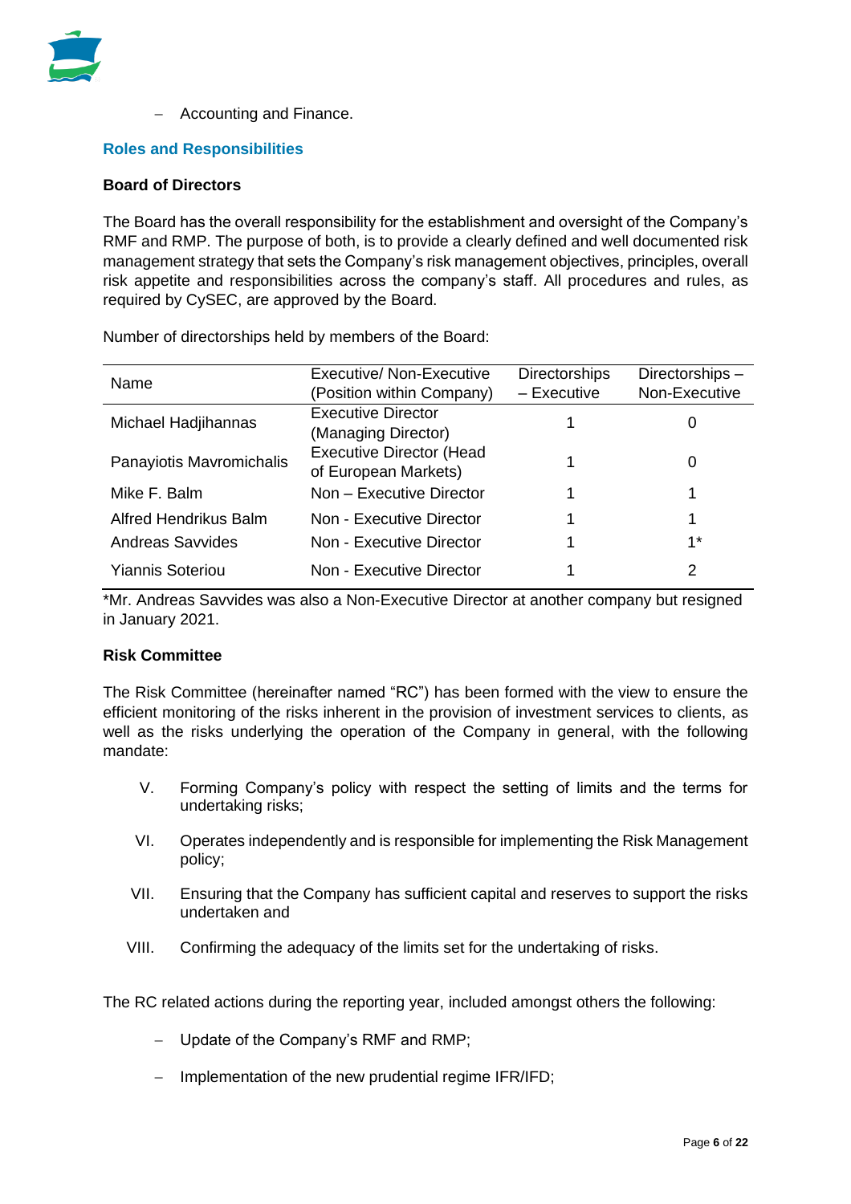- Accounting and Finance.

## Roles and Responsibilities

### Board of Directors

The Board has the overall responsibility for the establishment and oversight of the Company's RMF and RMP. The purpose of both, is to provide a clearly defined and well documented risk management strategy that sets the Company's risk management objectives, principles, overall risk appetite and responsibilities across the company's staff. All procedures and rules, as required by CySEC, are approved by the Board.

Number of directorships held by members of the Board:

| Name | Executive/ Non-Executive (Position within Company) | Directorships – Executive | Directorships – Non-Executive |
|---|---|---|---|
| Michael Hadjihannas | Executive Director (Managing Director) | 1 | 0 |
| Panayiotis Mavromichalis | Executive Director (Head of European Markets) | 1 | 0 |
| Mike F. Balm | Non – Executive Director | 1 | 1 |
| Alfred Hendrikus Balm | Non - Executive Director | 1 | 1 |
| Andreas Savvides | Non - Executive Director | 1 | 1* |
| Yiannis Soteriou | Non - Executive Director | 1 | 2 |

*Mr. Andreas Savvides was also a Non-Executive Director at another company but resigned in January 2021.

### Risk Committee

The Risk Committee (hereinafter named "RC") has been formed with the view to ensure the efficient monitoring of the risks inherent in the provision of investment services to clients, as well as the risks underlying the operation of the Company in general, with the following mandate:

V. Forming Company's policy with respect the setting of limits and the terms for undertaking risks;

VI. Operates independently and is responsible for implementing the Risk Management policy;

VII. Ensuring that the Company has sufficient capital and reserves to support the risks undertaken and

VIII. Confirming the adequacy of the limits set for the undertaking of risks.

The RC related actions during the reporting year, included amongst others the following:

- Update of the Company's RMF and RMP;
- Implementation of the new prudential regime IFR/IFD;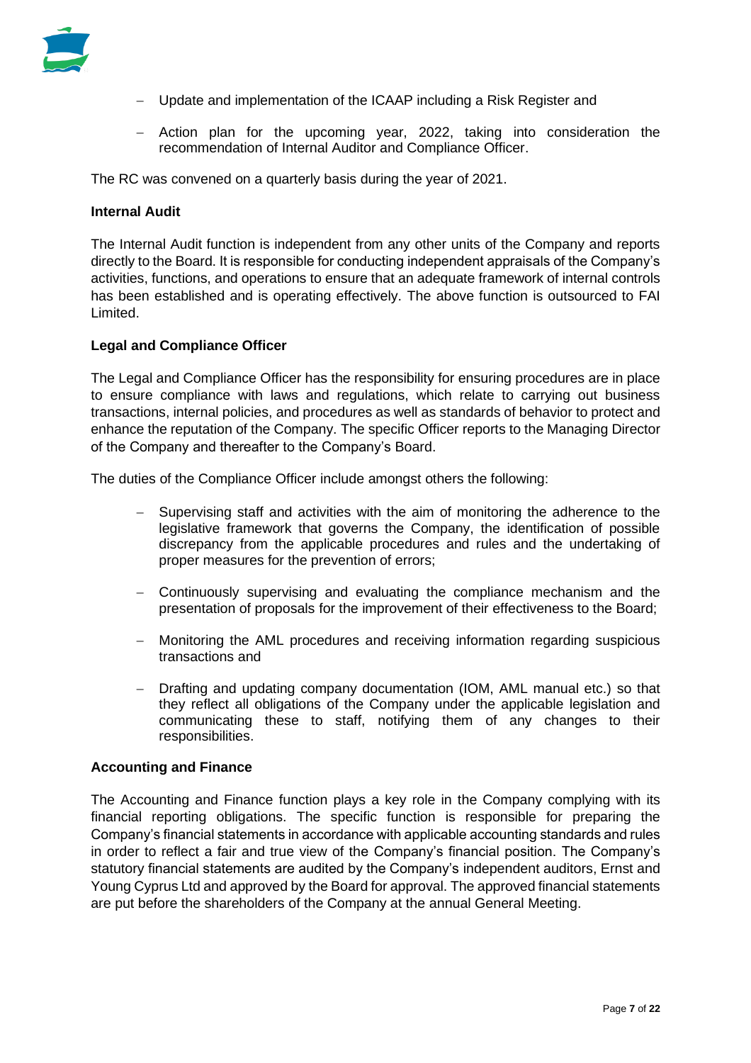- Update and implementation of the ICAAP including a Risk Register and
- Action plan for the upcoming year, 2022, taking into consideration the recommendation of Internal Auditor and Compliance Officer.

The RC was convened on a quarterly basis during the year of 2021.

**Internal Audit**

The Internal Audit function is independent from any other units of the Company and reports directly to the Board. It is responsible for conducting independent appraisals of the Company's activities, functions, and operations to ensure that an adequate framework of internal controls has been established and is operating effectively. The above function is outsourced to FAI Limited.

**Legal and Compliance Officer**

The Legal and Compliance Officer has the responsibility for ensuring procedures are in place to ensure compliance with laws and regulations, which relate to carrying out business transactions, internal policies, and procedures as well as standards of behavior to protect and enhance the reputation of the Company. The specific Officer reports to the Managing Director of the Company and thereafter to the Company's Board.

The duties of the Compliance Officer include amongst others the following:

- Supervising staff and activities with the aim of monitoring the adherence to the legislative framework that governs the Company, the identification of possible discrepancy from the applicable procedures and rules and the undertaking of proper measures for the prevention of errors;
- Continuously supervising and evaluating the compliance mechanism and the presentation of proposals for the improvement of their effectiveness to the Board;
- Monitoring the AML procedures and receiving information regarding suspicious transactions and
- Drafting and updating company documentation (IOM, AML manual etc.) so that they reflect all obligations of the Company under the applicable legislation and communicating these to staff, notifying them of any changes to their responsibilities.

**Accounting and Finance**

The Accounting and Finance function plays a key role in the Company complying with its financial reporting obligations. The specific function is responsible for preparing the Company's financial statements in accordance with applicable accounting standards and rules in order to reflect a fair and true view of the Company's financial position. The Company's statutory financial statements are audited by the Company's independent auditors, Ernst and Young Cyprus Ltd and approved by the Board for approval. The approved financial statements are put before the shareholders of the Company at the annual General Meeting.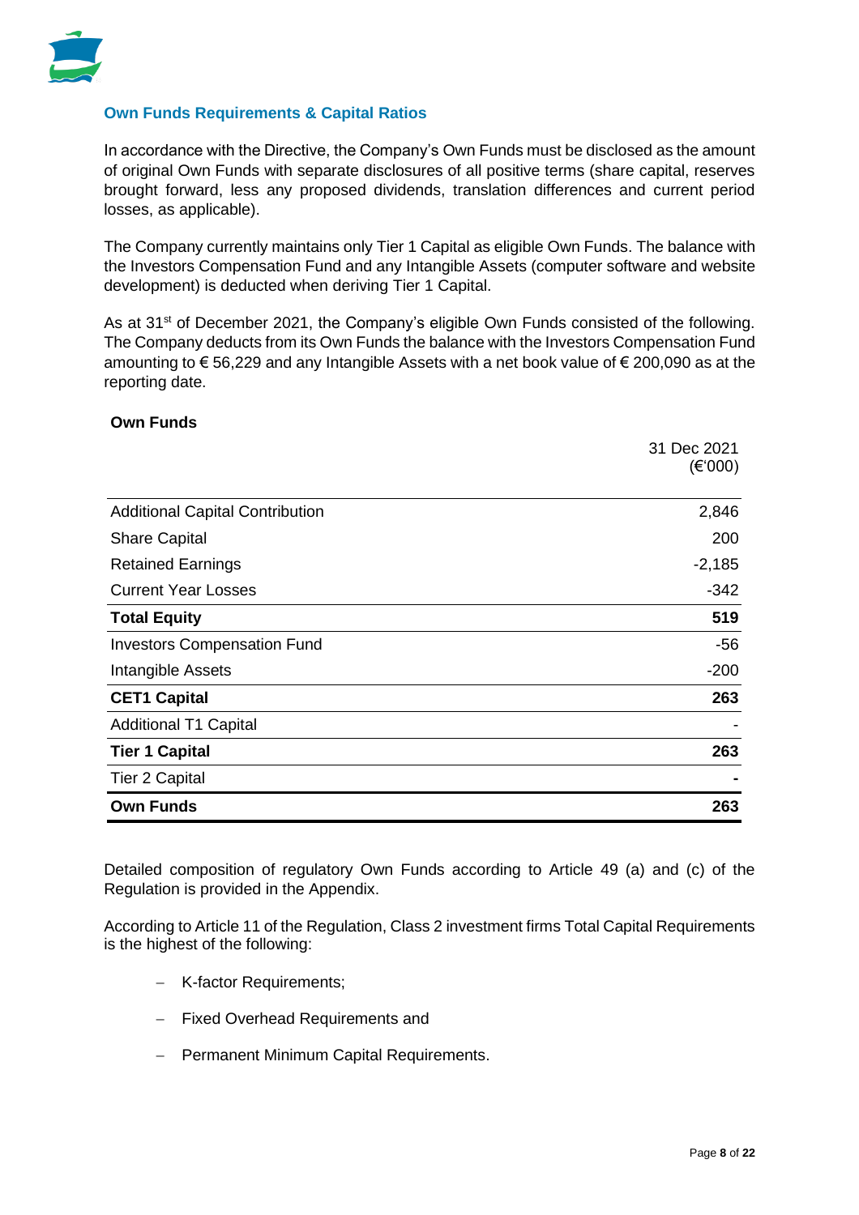## Own Funds Requirements & Capital Ratios

In accordance with the Directive, the Company's Own Funds must be disclosed as the amount of original Own Funds with separate disclosures of all positive terms (share capital, reserves brought forward, less any proposed dividends, translation differences and current period losses, as applicable).

The Company currently maintains only Tier 1 Capital as eligible Own Funds. The balance with the Investors Compensation Fund and any Intangible Assets (computer software and website development) is deducted when deriving Tier 1 Capital.

As at 31st of December 2021, the Company's eligible Own Funds consisted of the following. The Company deducts from its Own Funds the balance with the Investors Compensation Fund amounting to € 56,229 and any Intangible Assets with a net book value of € 200,090 as at the reporting date.

**Own Funds**

| | 31 Dec 2021 (€'000) |
|---|---|
| Additional Capital Contribution | 2,846 |
| Share Capital | 200 |
| Retained Earnings | -2,185 |
| Current Year Losses | -342 |
| **Total Equity** | **519** |
| Investors Compensation Fund | -56 |
| Intangible Assets | -200 |
| **CET1 Capital** | **263** |
| Additional T1 Capital | - |
| **Tier 1 Capital** | **263** |
| Tier 2 Capital | **-** |
| **Own Funds** | **263** |

Detailed composition of regulatory Own Funds according to Article 49 (a) and (c) of the Regulation is provided in the Appendix.

According to Article 11 of the Regulation, Class 2 investment firms Total Capital Requirements is the highest of the following:

- K-factor Requirements;
- Fixed Overhead Requirements and
- Permanent Minimum Capital Requirements.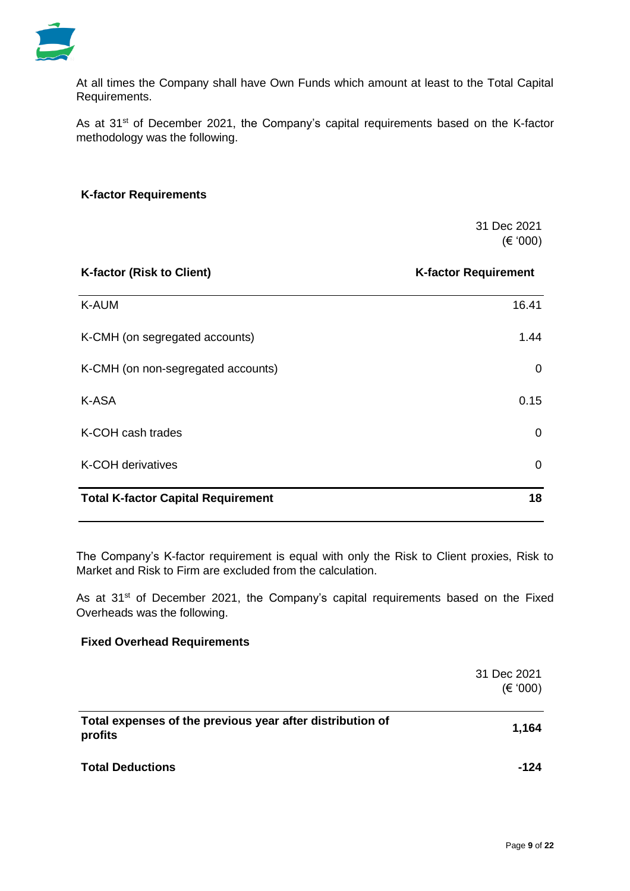At all times the Company shall have Own Funds which amount at least to the Total Capital Requirements.

As at 31st of December 2021, the Company's capital requirements based on the K-factor methodology was the following.

**K-factor Requirements**

| | 31 Dec 2021 (€ '000) |
|---|---|
| **K-factor (Risk to Client)** | **K-factor Requirement** |
| K-AUM | 16.41 |
| K-CMH (on segregated accounts) | 1.44 |
| K-CMH (on non-segregated accounts) | 0 |
| K-ASA | 0.15 |
| K-COH cash trades | 0 |
| K-COH derivatives | 0 |
| **Total K-factor Capital Requirement** | **18** |

The Company's K-factor requirement is equal with only the Risk to Client proxies, Risk to Market and Risk to Firm are excluded from the calculation.

As at 31st of December 2021, the Company's capital requirements based on the Fixed Overheads was the following.

**Fixed Overhead Requirements**

| | 31 Dec 2021 (€ '000) |
|---|---|
| **Total expenses of the previous year after distribution of profits** | **1,164** |
| **Total Deductions** | **-124** |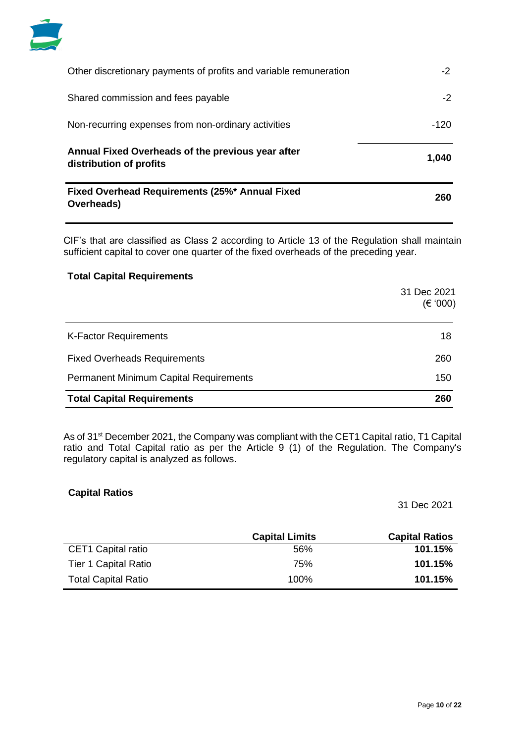| | |
|---|---|
| Other discretionary payments of profits and variable remuneration | -2 |
| Shared commission and fees payable | -2 |
| Non-recurring expenses from non-ordinary activities | -120 |
| **Annual Fixed Overheads of the previous year after distribution of profits** | **1,040** |
| **Fixed Overhead Requirements (25%* Annual Fixed Overheads)** | **260** |

CIF's that are classified as Class 2 according to Article 13 of the Regulation shall maintain sufficient capital to cover one quarter of the fixed overheads of the preceding year.

**Total Capital Requirements**

| | 31 Dec 2021 (€ '000) |
|---|---|
| K-Factor Requirements | 18 |
| Fixed Overheads Requirements | 260 |
| Permanent Minimum Capital Requirements | 150 |
| **Total Capital Requirements** | **260** |

As of 31st December 2021, the Company was compliant with the CET1 Capital ratio, T1 Capital ratio and Total Capital ratio as per the Article 9 (1) of the Regulation. The Company's regulatory capital is analyzed as follows.

**Capital Ratios**

31 Dec 2021

| | Capital Limits | Capital Ratios |
|---|---|---|
| CET1 Capital ratio | 56% | **101.15%** |
| Tier 1 Capital Ratio | 75% | **101.15%** |
| Total Capital Ratio | 100% | **101.15%** |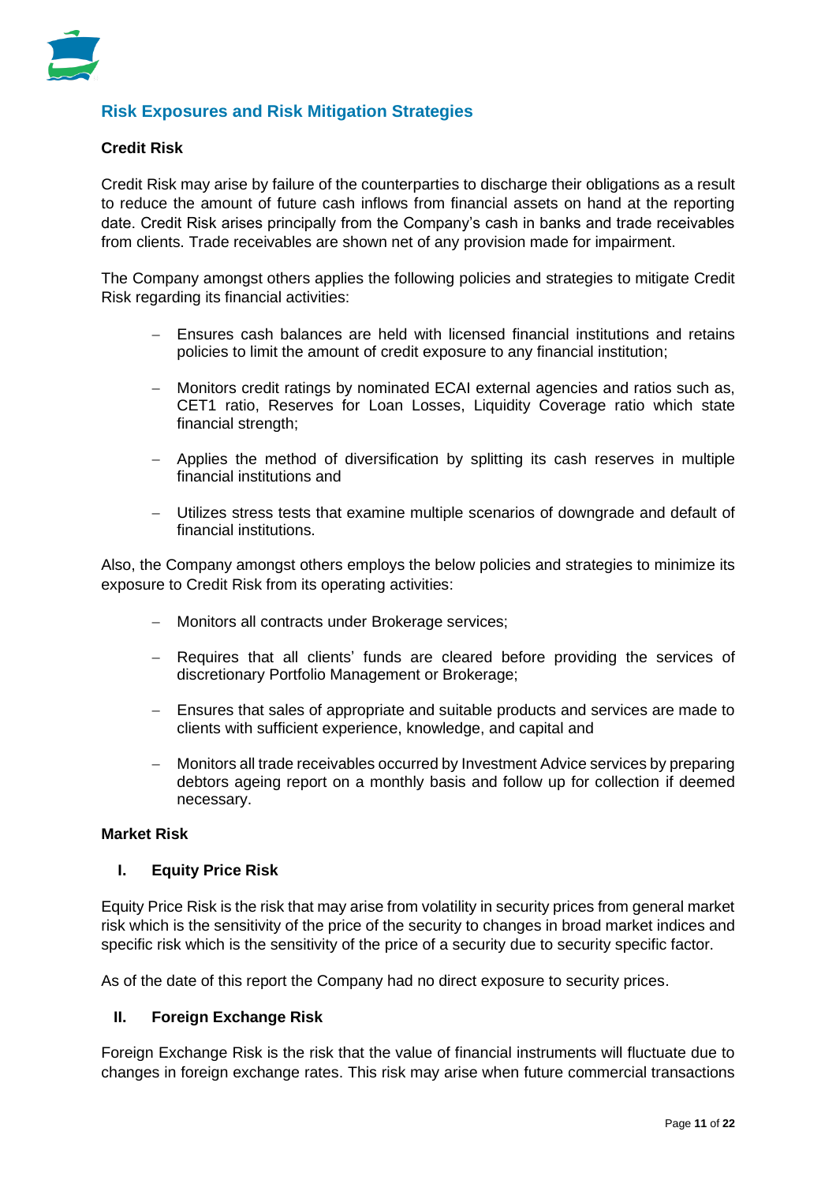## Risk Exposures and Risk Mitigation Strategies

### Credit Risk

Credit Risk may arise by failure of the counterparties to discharge their obligations as a result to reduce the amount of future cash inflows from financial assets on hand at the reporting date. Credit Risk arises principally from the Company's cash in banks and trade receivables from clients. Trade receivables are shown net of any provision made for impairment.

The Company amongst others applies the following policies and strategies to mitigate Credit Risk regarding its financial activities:

- Ensures cash balances are held with licensed financial institutions and retains policies to limit the amount of credit exposure to any financial institution;
- Monitors credit ratings by nominated ECAI external agencies and ratios such as, CET1 ratio, Reserves for Loan Losses, Liquidity Coverage ratio which state financial strength;
- Applies the method of diversification by splitting its cash reserves in multiple financial institutions and
- Utilizes stress tests that examine multiple scenarios of downgrade and default of financial institutions.

Also, the Company amongst others employs the below policies and strategies to minimize its exposure to Credit Risk from its operating activities:

- Monitors all contracts under Brokerage services;
- Requires that all clients' funds are cleared before providing the services of discretionary Portfolio Management or Brokerage;
- Ensures that sales of appropriate and suitable products and services are made to clients with sufficient experience, knowledge, and capital and
- Monitors all trade receivables occurred by Investment Advice services by preparing debtors ageing report on a monthly basis and follow up for collection if deemed necessary.

### Market Risk

#### I. Equity Price Risk

Equity Price Risk is the risk that may arise from volatility in security prices from general market risk which is the sensitivity of the price of the security to changes in broad market indices and specific risk which is the sensitivity of the price of a security due to security specific factor.

As of the date of this report the Company had no direct exposure to security prices.

#### II. Foreign Exchange Risk

Foreign Exchange Risk is the risk that the value of financial instruments will fluctuate due to changes in foreign exchange rates. This risk may arise when future commercial transactions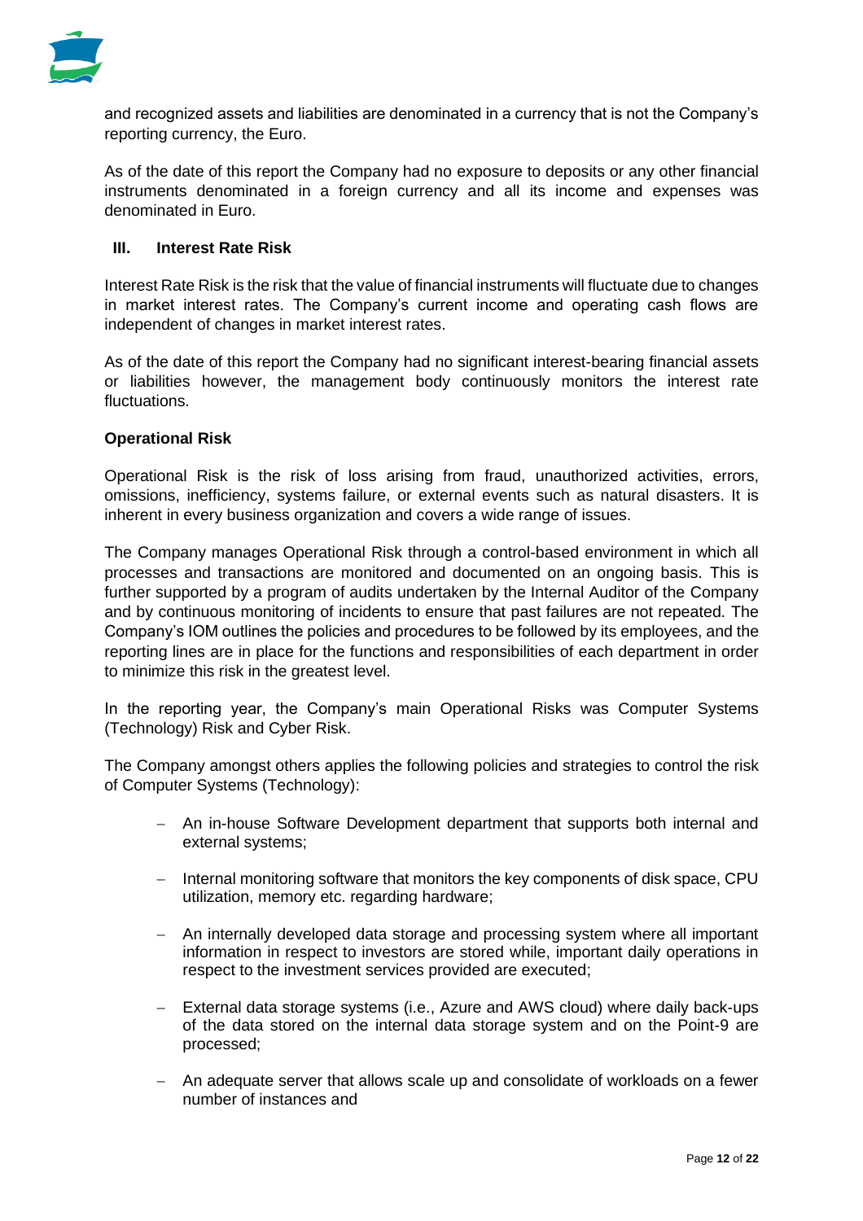and recognized assets and liabilities are denominated in a currency that is not the Company's reporting currency, the Euro.

As of the date of this report the Company had no exposure to deposits or any other financial instruments denominated in a foreign currency and all its income and expenses was denominated in Euro.

### III. Interest Rate Risk

Interest Rate Risk is the risk that the value of financial instruments will fluctuate due to changes in market interest rates. The Company's current income and operating cash flows are independent of changes in market interest rates.

As of the date of this report the Company had no significant interest-bearing financial assets or liabilities however, the management body continuously monitors the interest rate fluctuations.

### Operational Risk

Operational Risk is the risk of loss arising from fraud, unauthorized activities, errors, omissions, inefficiency, systems failure, or external events such as natural disasters. It is inherent in every business organization and covers a wide range of issues.

The Company manages Operational Risk through a control-based environment in which all processes and transactions are monitored and documented on an ongoing basis. This is further supported by a program of audits undertaken by the Internal Auditor of the Company and by continuous monitoring of incidents to ensure that past failures are not repeated. The Company's IOM outlines the policies and procedures to be followed by its employees, and the reporting lines are in place for the functions and responsibilities of each department in order to minimize this risk in the greatest level.

In the reporting year, the Company's main Operational Risks was Computer Systems (Technology) Risk and Cyber Risk.

The Company amongst others applies the following policies and strategies to control the risk of Computer Systems (Technology):

- An in-house Software Development department that supports both internal and external systems;
- Internal monitoring software that monitors the key components of disk space, CPU utilization, memory etc. regarding hardware;
- An internally developed data storage and processing system where all important information in respect to investors are stored while, important daily operations in respect to the investment services provided are executed;
- External data storage systems (i.e., Azure and AWS cloud) where daily back-ups of the data stored on the internal data storage system and on the Point-9 are processed;
- An adequate server that allows scale up and consolidate of workloads on a fewer number of instances and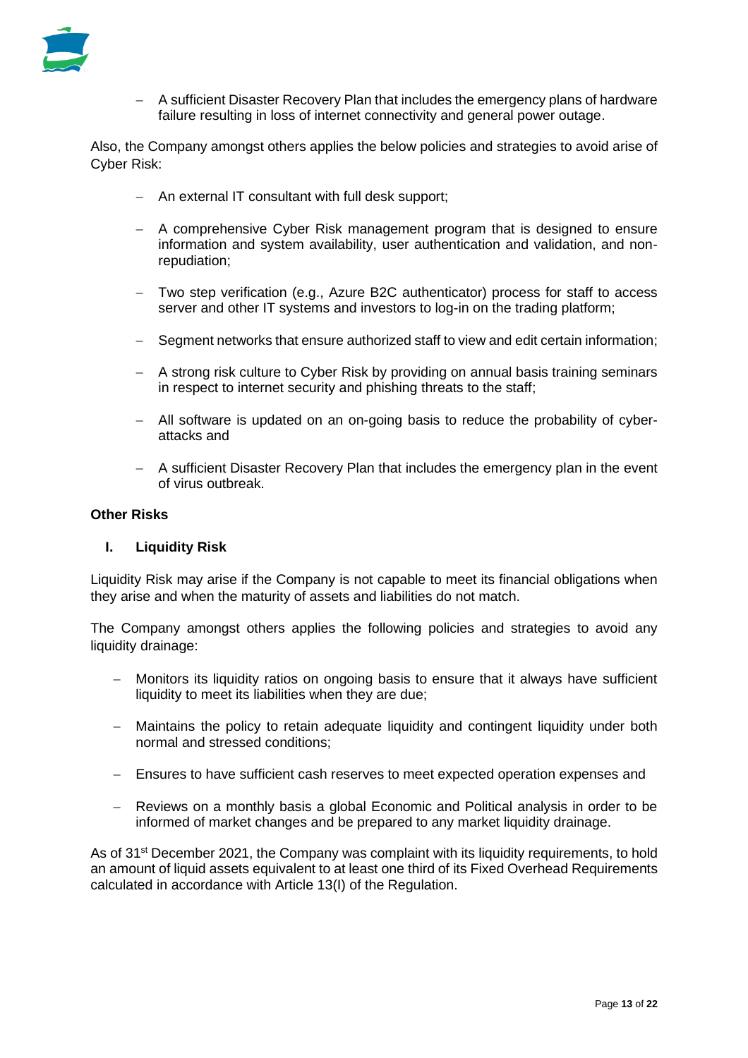- A sufficient Disaster Recovery Plan that includes the emergency plans of hardware failure resulting in loss of internet connectivity and general power outage.

Also, the Company amongst others applies the below policies and strategies to avoid arise of Cyber Risk:

- An external IT consultant with full desk support;
- A comprehensive Cyber Risk management program that is designed to ensure information and system availability, user authentication and validation, and non-repudiation;
- Two step verification (e.g., Azure B2C authenticator) process for staff to access server and other IT systems and investors to log-in on the trading platform;
- Segment networks that ensure authorized staff to view and edit certain information;
- A strong risk culture to Cyber Risk by providing on annual basis training seminars in respect to internet security and phishing threats to the staff;
- All software is updated on an on-going basis to reduce the probability of cyber-attacks and
- A sufficient Disaster Recovery Plan that includes the emergency plan in the event of virus outbreak.

**Other Risks**

**I. Liquidity Risk**

Liquidity Risk may arise if the Company is not capable to meet its financial obligations when they arise and when the maturity of assets and liabilities do not match.

The Company amongst others applies the following policies and strategies to avoid any liquidity drainage:

- Monitors its liquidity ratios on ongoing basis to ensure that it always have sufficient liquidity to meet its liabilities when they are due;
- Maintains the policy to retain adequate liquidity and contingent liquidity under both normal and stressed conditions;
- Ensures to have sufficient cash reserves to meet expected operation expenses and
- Reviews on a monthly basis a global Economic and Political analysis in order to be informed of market changes and be prepared to any market liquidity drainage.

As of 31st December 2021, the Company was complaint with its liquidity requirements, to hold an amount of liquid assets equivalent to at least one third of its Fixed Overhead Requirements calculated in accordance with Article 13(I) of the Regulation.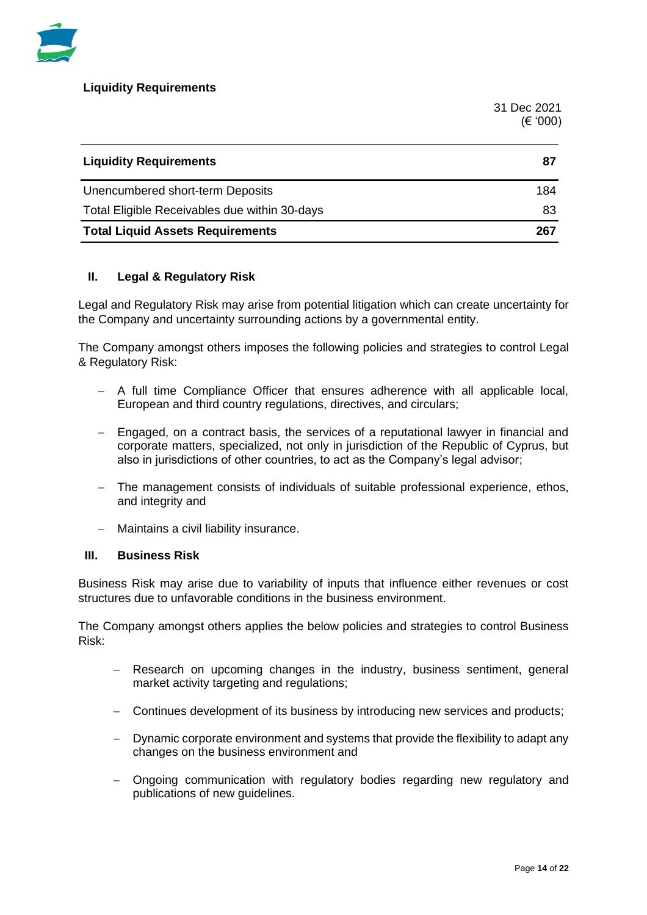**Liquidity Requirements**

| | 31 Dec 2021 (€ '000) |
|---|---|
| **Liquidity Requirements** | **87** |
| Unencumbered short-term Deposits | 184 |
| Total Eligible Receivables due within 30-days | 83 |
| **Total Liquid Assets Requirements** | **267** |

### II. Legal & Regulatory Risk

Legal and Regulatory Risk may arise from potential litigation which can create uncertainty for the Company and uncertainty surrounding actions by a governmental entity.

The Company amongst others imposes the following policies and strategies to control Legal & Regulatory Risk:

- A full time Compliance Officer that ensures adherence with all applicable local, European and third country regulations, directives, and circulars;
- Engaged, on a contract basis, the services of a reputational lawyer in financial and corporate matters, specialized, not only in jurisdiction of the Republic of Cyprus, but also in jurisdictions of other countries, to act as the Company's legal advisor;
- The management consists of individuals of suitable professional experience, ethos, and integrity and
- Maintains a civil liability insurance.

### III. Business Risk

Business Risk may arise due to variability of inputs that influence either revenues or cost structures due to unfavorable conditions in the business environment.

The Company amongst others applies the below policies and strategies to control Business Risk:

- Research on upcoming changes in the industry, business sentiment, general market activity targeting and regulations;
- Continues development of its business by introducing new services and products;
- Dynamic corporate environment and systems that provide the flexibility to adapt any changes on the business environment and
- Ongoing communication with regulatory bodies regarding new regulatory and publications of new guidelines.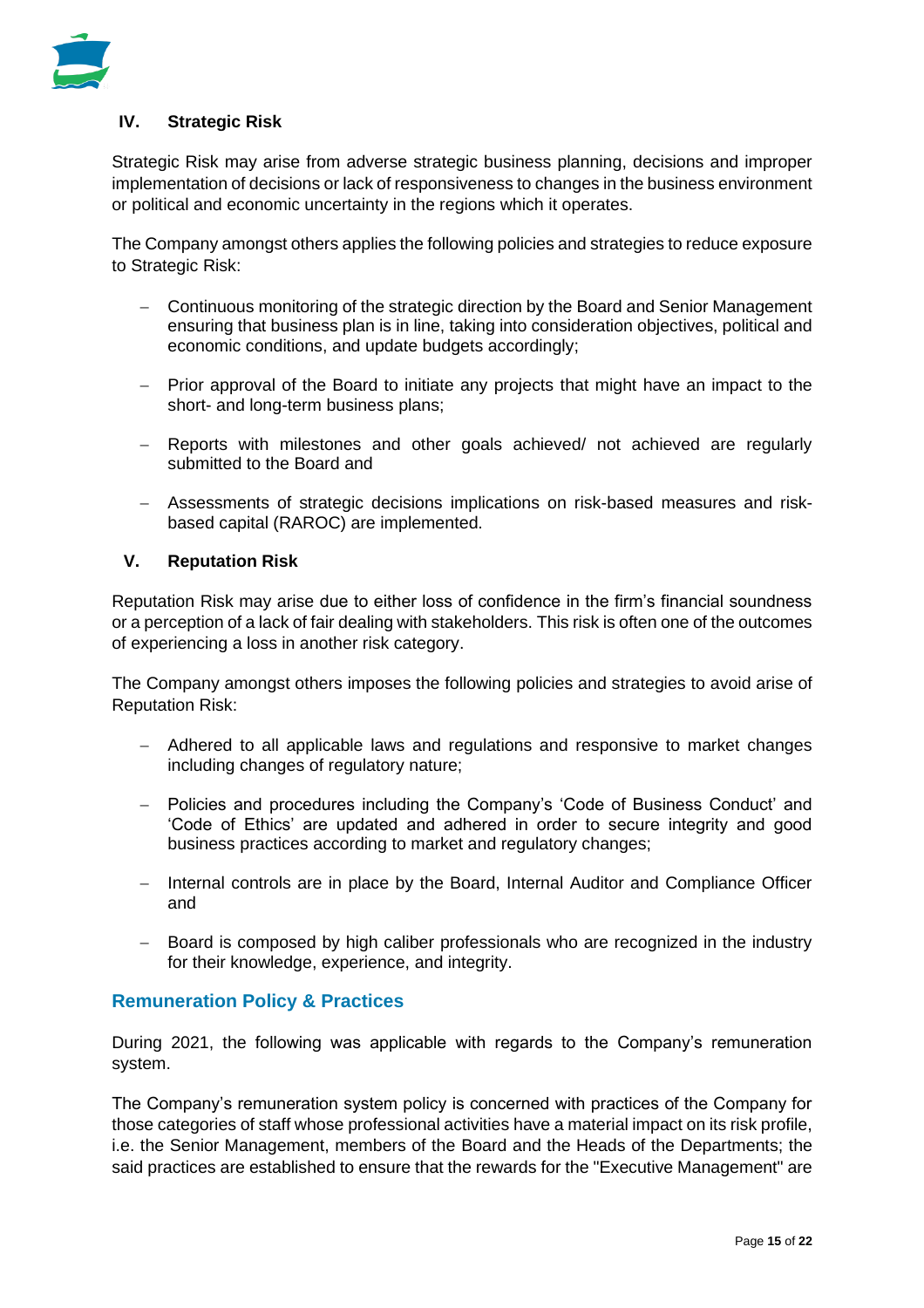### IV. Strategic Risk

Strategic Risk may arise from adverse strategic business planning, decisions and improper implementation of decisions or lack of responsiveness to changes in the business environment or political and economic uncertainty in the regions which it operates.

The Company amongst others applies the following policies and strategies to reduce exposure to Strategic Risk:

- Continuous monitoring of the strategic direction by the Board and Senior Management ensuring that business plan is in line, taking into consideration objectives, political and economic conditions, and update budgets accordingly;
- Prior approval of the Board to initiate any projects that might have an impact to the short- and long-term business plans;
- Reports with milestones and other goals achieved/ not achieved are regularly submitted to the Board and
- Assessments of strategic decisions implications on risk-based measures and risk-based capital (RAROC) are implemented.

### V. Reputation Risk

Reputation Risk may arise due to either loss of confidence in the firm's financial soundness or a perception of a lack of fair dealing with stakeholders. This risk is often one of the outcomes of experiencing a loss in another risk category.

The Company amongst others imposes the following policies and strategies to avoid arise of Reputation Risk:

- Adhered to all applicable laws and regulations and responsive to market changes including changes of regulatory nature;
- Policies and procedures including the Company's 'Code of Business Conduct' and 'Code of Ethics' are updated and adhered in order to secure integrity and good business practices according to market and regulatory changes;
- Internal controls are in place by the Board, Internal Auditor and Compliance Officer and
- Board is composed by high caliber professionals who are recognized in the industry for their knowledge, experience, and integrity.

## Remuneration Policy & Practices

During 2021, the following was applicable with regards to the Company's remuneration system.

The Company's remuneration system policy is concerned with practices of the Company for those categories of staff whose professional activities have a material impact on its risk profile, i.e. the Senior Management, members of the Board and the Heads of the Departments; the said practices are established to ensure that the rewards for the "Executive Management" are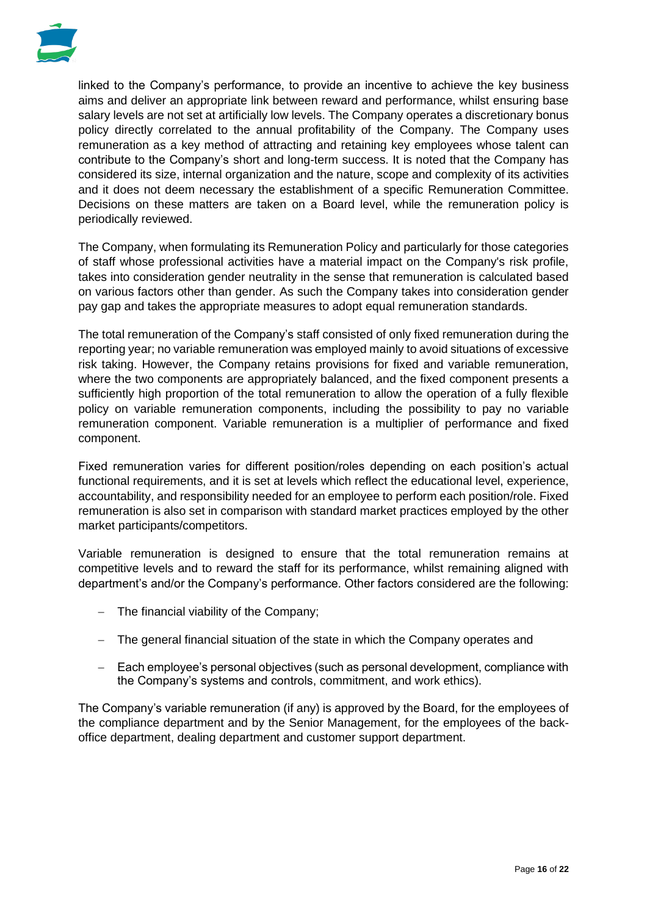linked to the Company's performance, to provide an incentive to achieve the key business aims and deliver an appropriate link between reward and performance, whilst ensuring base salary levels are not set at artificially low levels. The Company operates a discretionary bonus policy directly correlated to the annual profitability of the Company. The Company uses remuneration as a key method of attracting and retaining key employees whose talent can contribute to the Company's short and long-term success. It is noted that the Company has considered its size, internal organization and the nature, scope and complexity of its activities and it does not deem necessary the establishment of a specific Remuneration Committee. Decisions on these matters are taken on a Board level, while the remuneration policy is periodically reviewed.

The Company, when formulating its Remuneration Policy and particularly for those categories of staff whose professional activities have a material impact on the Company's risk profile, takes into consideration gender neutrality in the sense that remuneration is calculated based on various factors other than gender. As such the Company takes into consideration gender pay gap and takes the appropriate measures to adopt equal remuneration standards.

The total remuneration of the Company's staff consisted of only fixed remuneration during the reporting year; no variable remuneration was employed mainly to avoid situations of excessive risk taking. However, the Company retains provisions for fixed and variable remuneration, where the two components are appropriately balanced, and the fixed component presents a sufficiently high proportion of the total remuneration to allow the operation of a fully flexible policy on variable remuneration components, including the possibility to pay no variable remuneration component. Variable remuneration is a multiplier of performance and fixed component.

Fixed remuneration varies for different position/roles depending on each position's actual functional requirements, and it is set at levels which reflect the educational level, experience, accountability, and responsibility needed for an employee to perform each position/role. Fixed remuneration is also set in comparison with standard market practices employed by the other market participants/competitors.

Variable remuneration is designed to ensure that the total remuneration remains at competitive levels and to reward the staff for its performance, whilst remaining aligned with department's and/or the Company's performance. Other factors considered are the following:

- The financial viability of the Company;
- The general financial situation of the state in which the Company operates and
- Each employee's personal objectives (such as personal development, compliance with the Company's systems and controls, commitment, and work ethics).

The Company's variable remuneration (if any) is approved by the Board, for the employees of the compliance department and by the Senior Management, for the employees of the back-office department, dealing department and customer support department.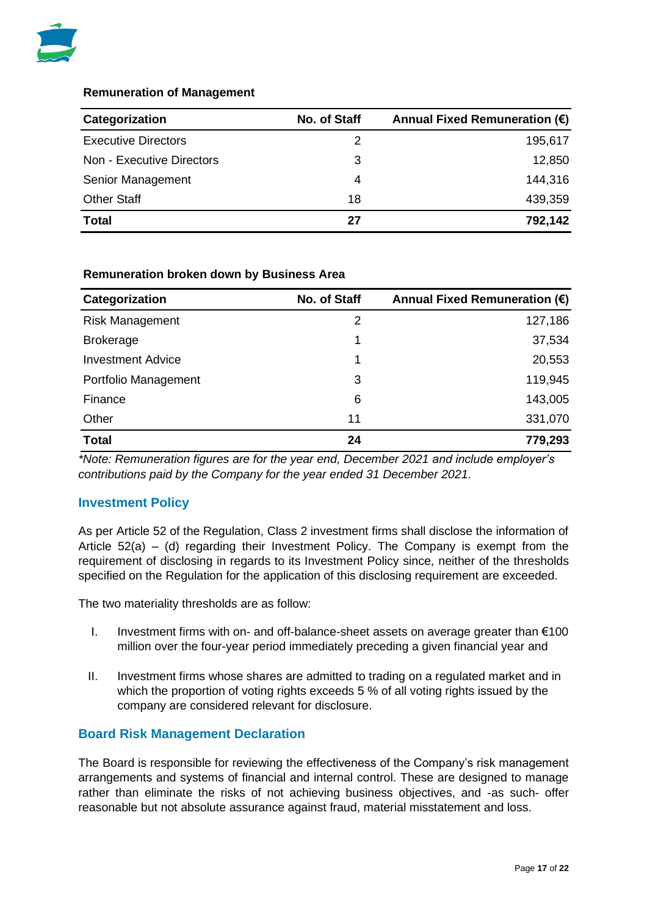**Remuneration of Management**

| Categorization | No. of Staff | Annual Fixed Remuneration (€) |
|---|---|---|
| Executive Directors | 2 | 195,617 |
| Non - Executive Directors | 3 | 12,850 |
| Senior Management | 4 | 144,316 |
| Other Staff | 18 | 439,359 |
| **Total** | **27** | **792,142** |

**Remuneration broken down by Business Area**

| Categorization | No. of Staff | Annual Fixed Remuneration (€) |
|---|---|---|
| Risk Management | 2 | 127,186 |
| Brokerage | 1 | 37,534 |
| Investment Advice | 1 | 20,553 |
| Portfolio Management | 3 | 119,945 |
| Finance | 6 | 143,005 |
| Other | 11 | 331,070 |
| **Total** | **24** | **779,293** |

*\*Note: Remuneration figures are for the year end, December 2021 and include employer's contributions paid by the Company for the year ended 31 December 2021.*

## Investment Policy

As per Article 52 of the Regulation, Class 2 investment firms shall disclose the information of Article 52(a) – (d) regarding their Investment Policy. The Company is exempt from the requirement of disclosing in regards to its Investment Policy since, neither of the thresholds specified on the Regulation for the application of this disclosing requirement are exceeded.

The two materiality thresholds are as follow:

I. Investment firms with on- and off-balance-sheet assets on average greater than €100 million over the four-year period immediately preceding a given financial year and

II. Investment firms whose shares are admitted to trading on a regulated market and in which the proportion of voting rights exceeds 5 % of all voting rights issued by the company are considered relevant for disclosure.

## Board Risk Management Declaration

The Board is responsible for reviewing the effectiveness of the Company's risk management arrangements and systems of financial and internal control. These are designed to manage rather than eliminate the risks of not achieving business objectives, and -as such- offer reasonable but not absolute assurance against fraud, material misstatement and loss.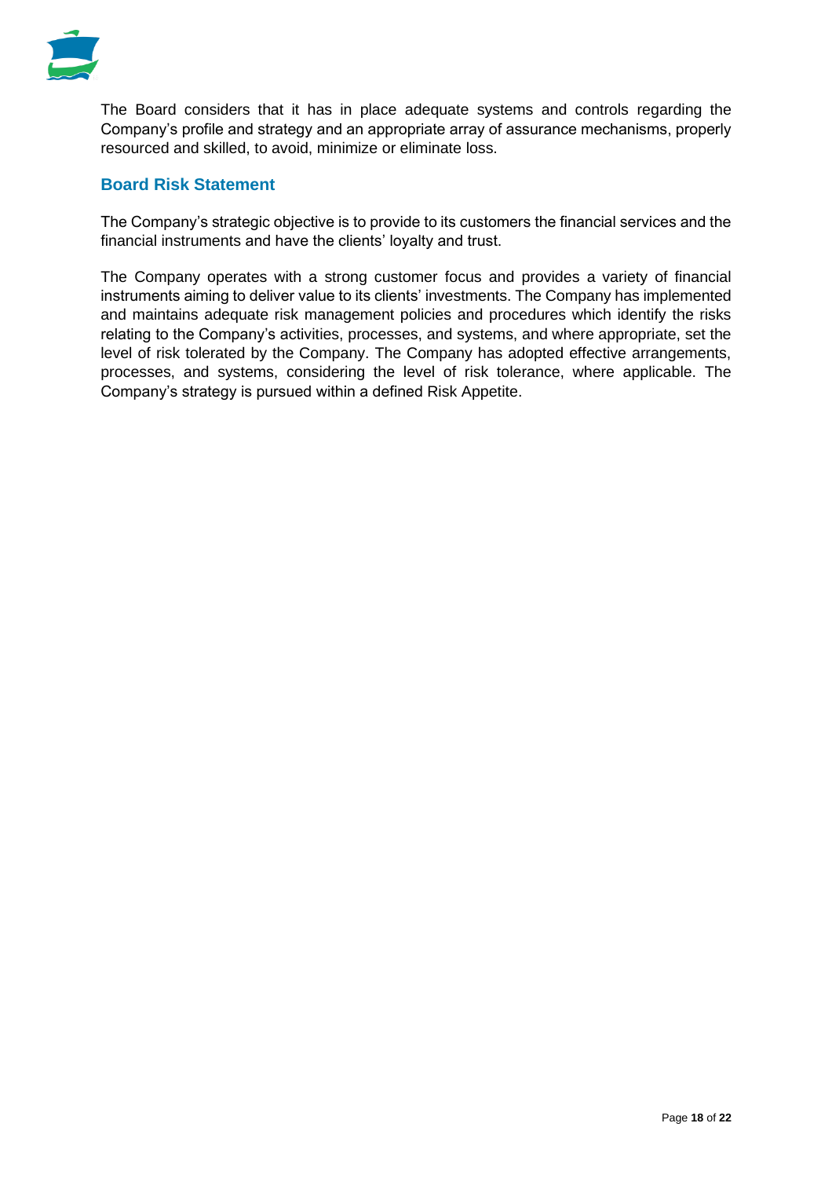The Board considers that it has in place adequate systems and controls regarding the Company's profile and strategy and an appropriate array of assurance mechanisms, properly resourced and skilled, to avoid, minimize or eliminate loss.

## Board Risk Statement

The Company's strategic objective is to provide to its customers the financial services and the financial instruments and have the clients' loyalty and trust.

The Company operates with a strong customer focus and provides a variety of financial instruments aiming to deliver value to its clients' investments. The Company has implemented and maintains adequate risk management policies and procedures which identify the risks relating to the Company's activities, processes, and systems, and where appropriate, set the level of risk tolerated by the Company. The Company has adopted effective arrangements, processes, and systems, considering the level of risk tolerance, where applicable. The Company's strategy is pursued within a defined Risk Appetite.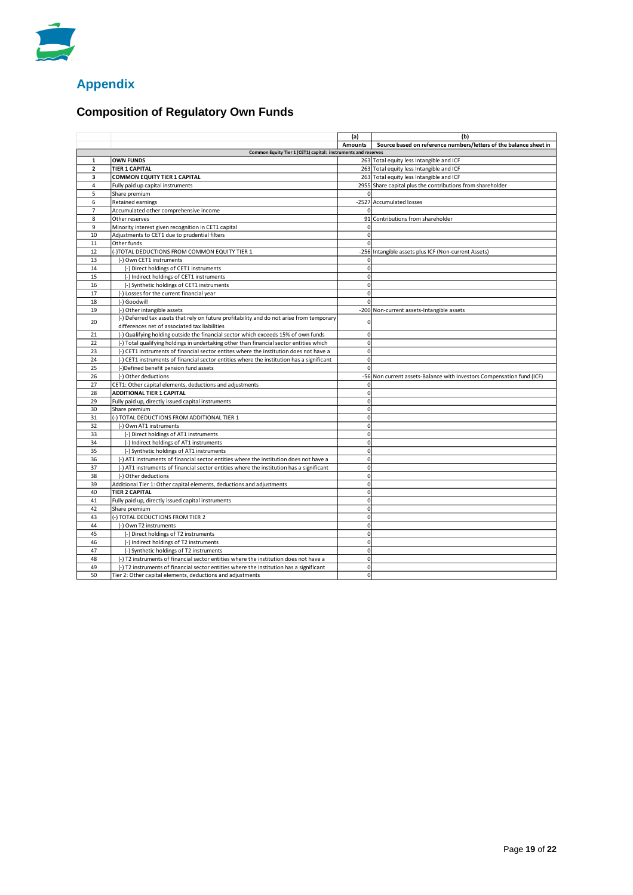# Appendix

## Composition of Regulatory Own Funds

| | | (a) | (b) |
|---|---|---|---|
| | | Amounts | Source based on reference numbers/letters of the balance sheet in |
| | Common Equity Tier 1 (CET1) capital: instruments and reserves | | |
| 1 | **OWN FUNDS** | 263 | Total equity less Intangible and ICF |
| 2 | **TIER 1 CAPITAL** | 263 | Total equity less Intangible and ICF |
| 3 | **COMMON EQUITY TIER 1 CAPITAL** | 263 | Total equity less Intangible and ICF |
| 4 | Fully paid up capital instruments | 2955 | Share capital plus the contributions from shareholder |
| 5 | Share premium | 0 | |
| 6 | Retained earnings | -2527 | Accumulated losses |
| 7 | Accumulated other comprehensive income | 0 | |
| 8 | Other reserves | 91 | Contributions from shareholder |
| 9 | Minority interest given recognition in CET1 capital | 0 | |
| 10 | Adjustments to CET1 due to prudential filters | 0 | |
| 11 | Other funds | 0 | |
| 12 | (-)TOTAL DEDUCTIONS FROM COMMON EQUITY TIER 1 | -256 | Intangible assets plus ICF (Non-current Assets) |
| 13 | (-) Own CET1 instruments | 0 | |
| 14 | (-) Direct holdings of CET1 instruments | 0 | |
| 15 | (-) Indirect holdings of CET1 instruments | 0 | |
| 16 | (-) Synthetic holdings of CET1 instruments | 0 | |
| 17 | (-) Losses for the current financial year | 0 | |
| 18 | (-) Goodwill | 0 | |
| 19 | (-) Other intangible assets | -200 | Non-current assets-Intangible assets |
| 20 | (-) Deferred tax assets that rely on future profitability and do not arise from temporary differences net of associated tax liabilities | 0 | |
| 21 | (-) Qualifying holding outside the financial sector which exceeds 15% of own funds | 0 | |
| 22 | (-) Total qualifying holdings in undertaking other than financial sector entities which | 0 | |
| 23 | (-) CET1 instruments of financial sector entites where the institution does not have a | 0 | |
| 24 | (-) CET1 instruments of financial sector entities where the institution has a significant | 0 | |
| 25 | (-)Defined benefit pension fund assets | 0 | |
| 26 | (-) Other deductions | -56 | Non current assets-Balance with Investors Compensation fund (ICF) |
| 27 | CET1: Other capital elements, deductions and adjustments | 0 | |
| 28 | **ADDITIONAL TIER 1 CAPITAL** | 0 | |
| 29 | Fully paid up, directly issued capital instruments | 0 | |
| 30 | Share premium | 0 | |
| 31 | (-) TOTAL DEDUCTIONS FROM ADDITIONAL TIER 1 | 0 | |
| 32 | (-) Own AT1 instruments | 0 | |
| 33 | (-) Direct holdings of AT1 instruments | 0 | |
| 34 | (-) Indirect holdings of AT1 instruments | 0 | |
| 35 | (-) Synthetic holdings of AT1 instruments | 0 | |
| 36 | (-) AT1 instruments of financial sector entities where the institution does not have a | 0 | |
| 37 | (-) AT1 instruments of financial sector entities where the institution has a significant | 0 | |
| 38 | (-) Other deductions | 0 | |
| 39 | Additional Tier 1: Other capital elements, deductions and adjustments | 0 | |
| 40 | **TIER 2 CAPITAL** | 0 | |
| 41 | Fully paid up, directly issued capital instruments | 0 | |
| 42 | Share premium | 0 | |
| 43 | (-) TOTAL DEDUCTIONS FROM TIER 2 | 0 | |
| 44 | (-) Own T2 instruments | 0 | |
| 45 | (-) Direct holdings of T2 instruments | 0 | |
| 46 | (-) Indirect holdings of T2 instruments | 0 | |
| 47 | (-) Synthetic holdings of T2 instruments | 0 | |
| 48 | (-) T2 instruments of financial sector entities where the institution does not have a | 0 | |
| 49 | (-) T2 instruments of financial sector entities where the institution has a significant | 0 | |
| 50 | Tier 2: Other capital elements, deductions and adjustments | 0 | |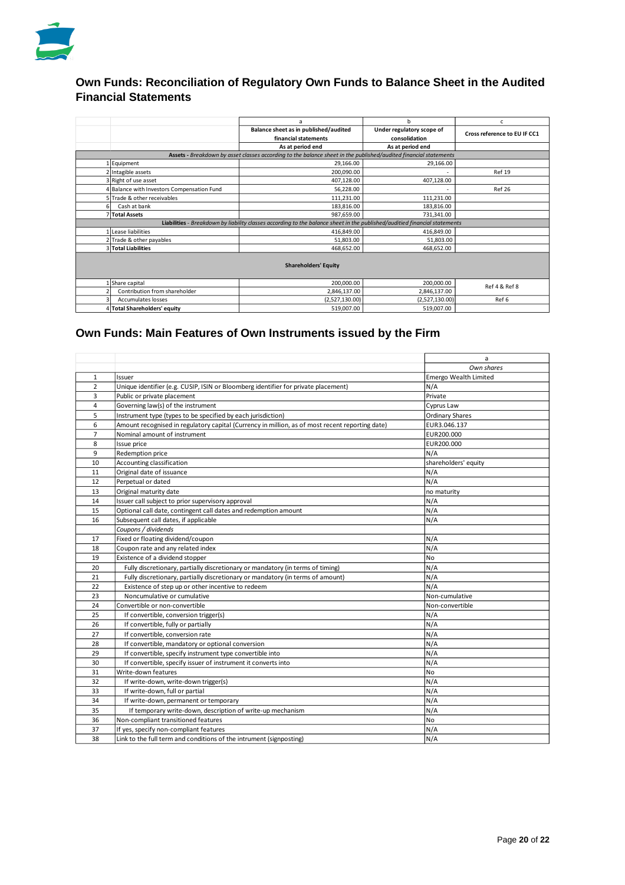## Own Funds: Reconciliation of Regulatory Own Funds to Balance Sheet in the Audited Financial Statements

| | | a | b | c |
|---|---|---|---|---|
| | | Balance sheet as in published/audited financial statements | Under regulatory scope of consolidation | Cross reference to EU IF CC1 |
| | | As at period end | As at period end | |
| **Assets** - *Breakdown by asset classes according to the balance sheet in the published/audited financial statements* | | | | |
| 1 | Equipment | 29,166.00 | 29,166.00 | |
| 2 | Intagible assets | 200,090.00 | - | Ref 19 |
| 3 | Right of use asset | 407,128.00 | 407,128.00 | |
| 4 | Balance with Investors Compensation Fund | 56,228.00 | - | Ref 26 |
| 5 | Trade & other receivables | 111,231.00 | 111,231.00 | |
| 6 | Cash at bank | 183,816.00 | 183,816.00 | |
| 7 | **Total Assets** | 987,659.00 | 731,341.00 | |
| **Liabilities** - *Breakdown by liability classes according to the balance sheet in the published/auditied financial statements* | | | | |
| 1 | Lease liabilities | 416,849.00 | 416,849.00 | |
| 2 | Trade & other payables | 51,803.00 | 51,803.00 | |
| 3 | **Total Liabilities** | 468,652.00 | 468,652.00 | |
| **Shareholders' Equity** | | | | |
| 1 | Share capital | 200,000.00 | 200,000.00 | Ref 4 & Ref 8 |
| 2 | Contribution from shareholder | 2,846,137.00 | 2,846,137.00 | |
| 3 | Accumulates losses | (2,527,130.00) | (2,527,130.00) | Ref 6 |
| 4 | **Total Shareholders' equity** | 519,007.00 | 519,007.00 | |

## Own Funds: Main Features of Own Instruments issued by the Firm

| | | a |
|---|---|---|
| | | *Own shares* |
| 1 | Issuer | Emergo Wealth Limited |
| 2 | Unique identifier (e.g. CUSIP, ISIN or Bloomberg identifier for private placement) | N/A |
| 3 | Public or private placement | Private |
| 4 | Governing law(s) of the instrument | Cyprus Law |
| 5 | Instrument type (types to be specified by each jurisdiction) | Ordinary Shares |
| 6 | Amount recognised in regulatory capital (Currency in million, as of most recent reporting date) | EUR3.046.137 |
| 7 | Nominal amount of instrument | EUR200.000 |
| 8 | Issue price | EUR200.000 |
| 9 | Redemption price | N/A |
| 10 | Accounting classification | shareholders' equity |
| 11 | Original date of issuance | N/A |
| 12 | Perpetual or dated | N/A |
| 13 | Original maturity date | no maturity |
| 14 | Issuer call subject to prior supervisory approval | N/A |
| 15 | Optional call date, contingent call dates and redemption amount | N/A |
| 16 | Subsequent call dates, if applicable | N/A |
| | *Coupons / dividends* | |
| 17 | Fixed or floating dividend/coupon | N/A |
| 18 | Coupon rate and any related index | N/A |
| 19 | Existence of a dividend stopper | No |
| 20 | Fully discretionary, partially discretionary or mandatory (in terms of timing) | N/A |
| 21 | Fully discretionary, partially discretionary or mandatory (in terms of amount) | N/A |
| 22 | Existence of step up or other incentive to redeem | N/A |
| 23 | Noncumulative or cumulative | Non-cumulative |
| 24 | Convertible or non-convertible | Non-convertible |
| 25 | If convertible, conversion trigger(s) | N/A |
| 26 | If convertible, fully or partially | N/A |
| 27 | If convertible, conversion rate | N/A |
| 28 | If convertible, mandatory or optional conversion | N/A |
| 29 | If convertible, specify instrument type convertible into | N/A |
| 30 | If convertible, specify issuer of instrument it converts into | N/A |
| 31 | Write-down features | No |
| 32 | If write-down, write-down trigger(s) | N/A |
| 33 | If write-down, full or partial | N/A |
| 34 | If write-down, permanent or temporary | N/A |
| 35 | If temporary write-down, description of write-up mechanism | N/A |
| 36 | Non-compliant transitioned features | No |
| 37 | If yes, specify non-compliant features | N/A |
| 38 | Link to the full term and conditions of the intrument (signposting) | N/A |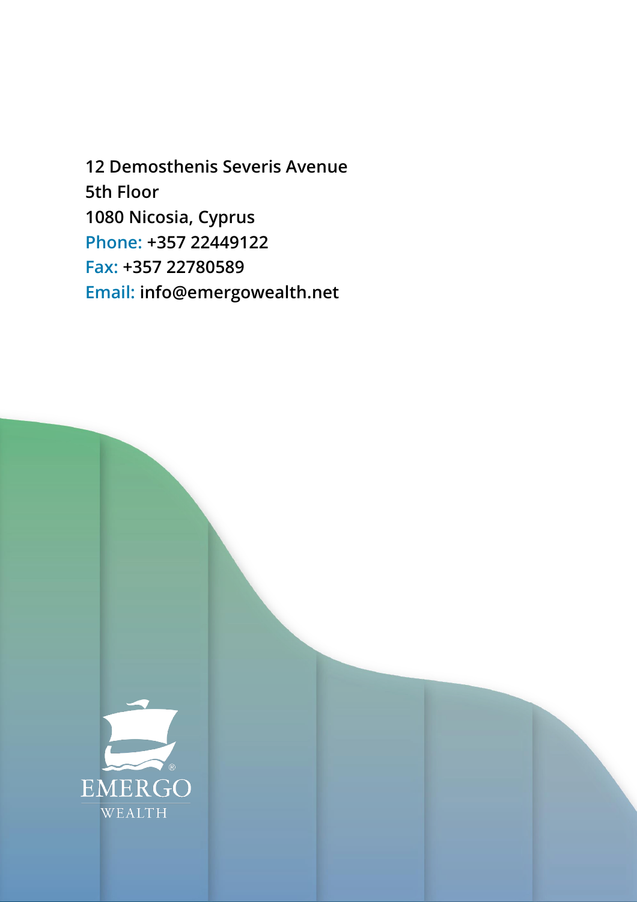12 Demosthenis Severis Avenue
5th Floor
1080 Nicosia, Cyprus
Phone: +357 22449122
Fax: +357 22780589
Email: info@emergowealth.net

EMERGO®
WEALTH